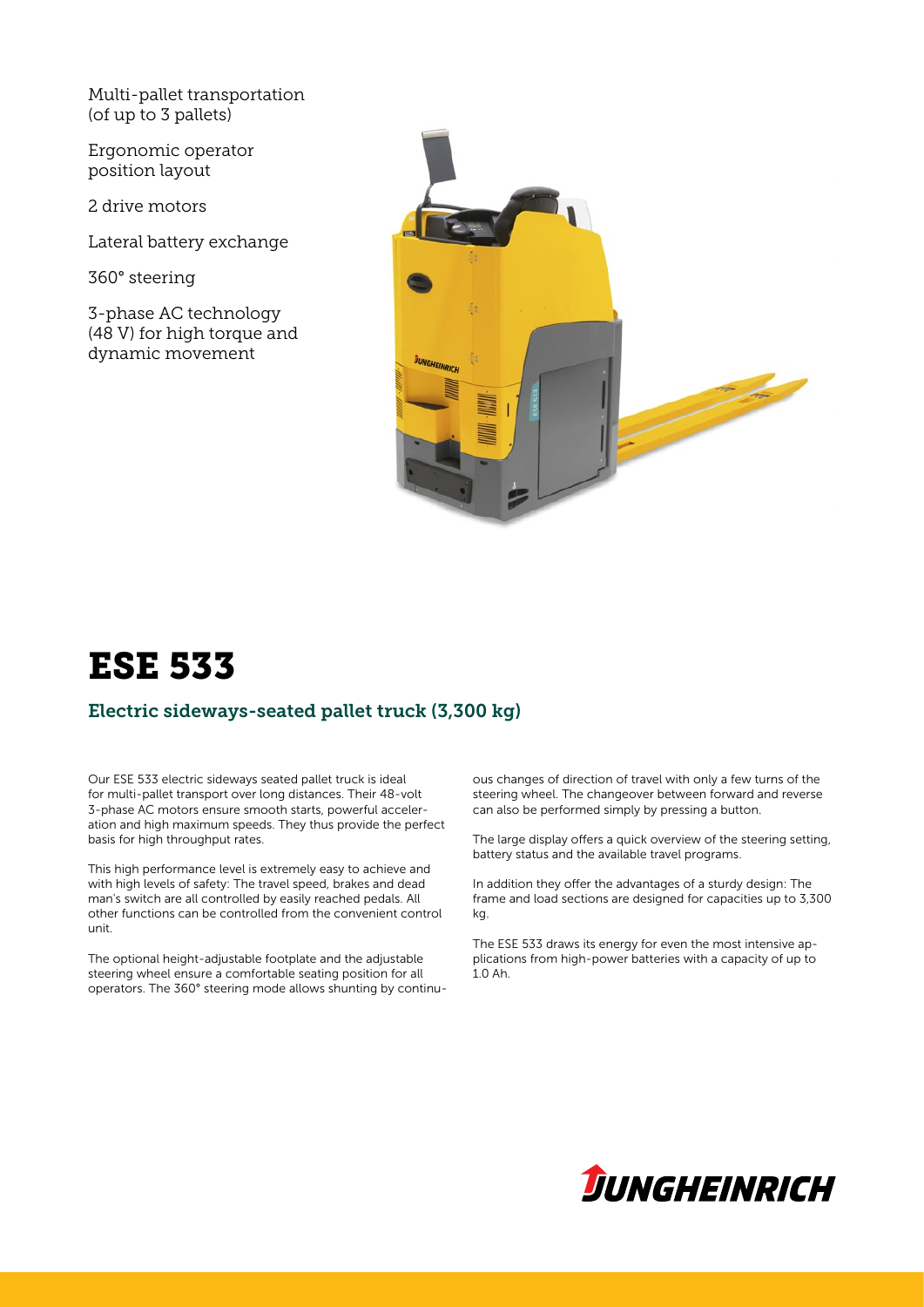Multi-pallet transportation (of up to 3 pallets)

Ergonomic operator position layout

2 drive motors

Lateral battery exchange

360° steering

3-phase AC technology (48 V) for high torque and dynamic movement

# ESE 533

## Electric sideways-seated pallet truck (3,300 kg)

Our ESE 533 electric sideways seated pallet truck is ideal for multi-pallet transport over long distances. Their 48-volt 3-phase AC motors ensure smooth starts, powerful acceleration and high maximum speeds. They thus provide the perfect basis for high throughput rates.

This high performance level is extremely easy to achieve and with high levels of safety: The travel speed, brakes and dead man's switch are all controlled by easily reached pedals. All other functions can be controlled from the convenient control unit.

The optional height-adjustable footplate and the adjustable steering wheel ensure a comfortable seating position for all operators. The 360° steering mode allows shunting by continuous changes of direction of travel with only a few turns of the steering wheel. The changeover between forward and reverse can also be performed simply by pressing a button.

The large display offers a quick overview of the steering setting, battery status and the available travel programs.

In addition they offer the advantages of a sturdy design: The frame and load sections are designed for capacities up to 3,300 kg.

The ESE 533 draws its energy for even the most intensive applications from high-power batteries with a capacity of up to 1.0 Ah.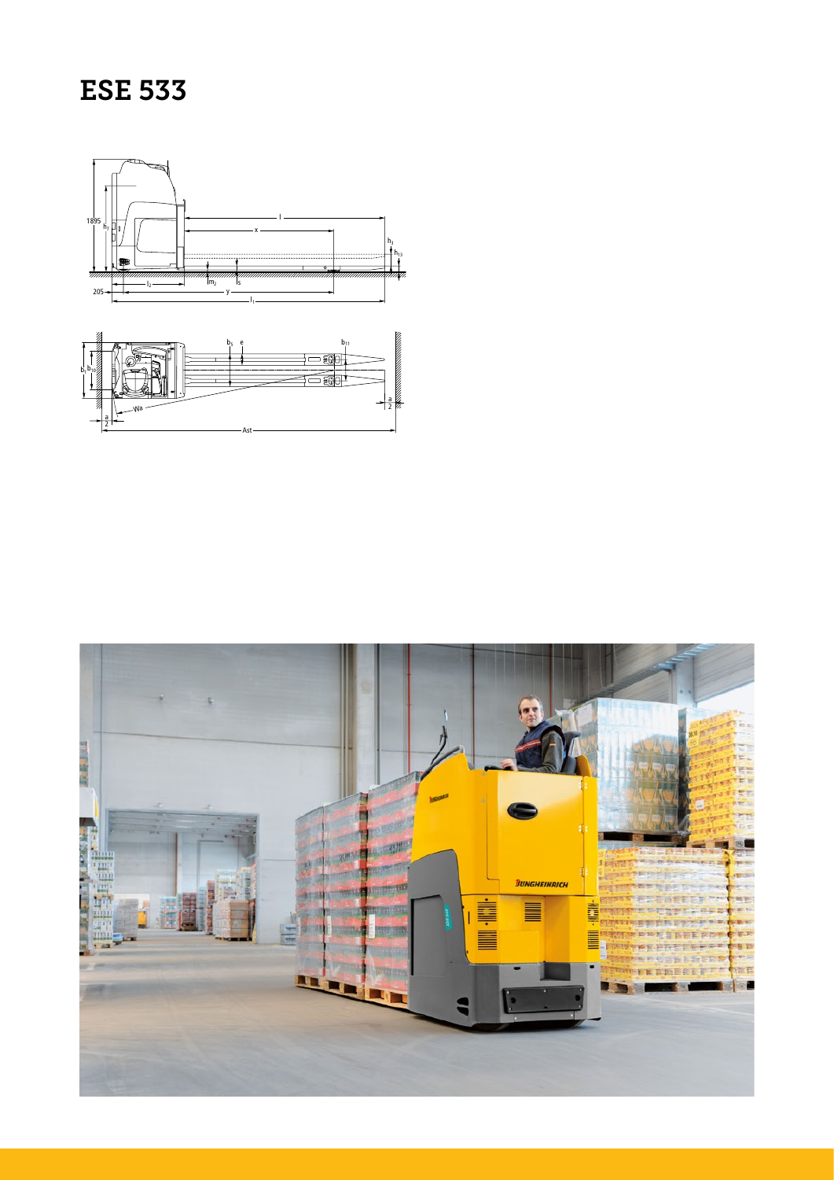# ESE 533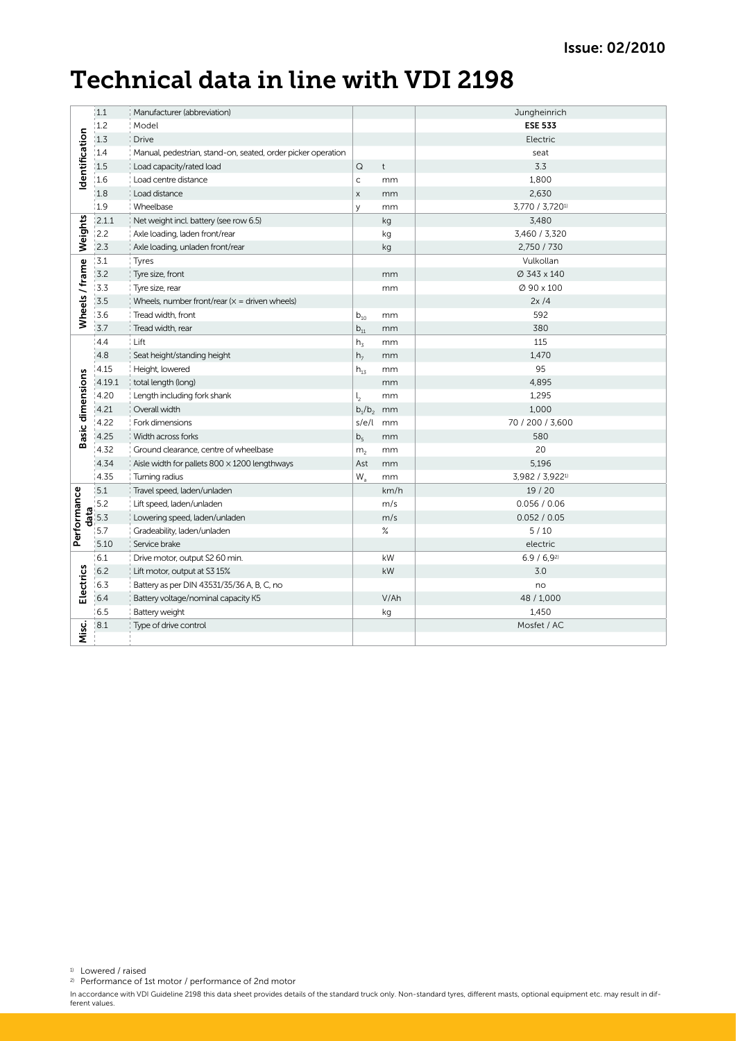Issue: 02/2010

# Technical data in line with VDI 2198

| | | | | | |
|---|---|---|---|---|---|
| Identification | 1.1 | Manufacturer (abbreviation) | | | Jungheinrich |
| | 1.2 | Model | | | **ESE 533** |
| | 1.3 | Drive | | | Electric |
| | 1.4 | Manual, pedestrian, stand-on, seated, order picker operation | | | seat |
| | 1.5 | Load capacity/rated load | Q | t | 3.3 |
| | 1.6 | Load centre distance | c | mm | 1,800 |
| | 1.8 | Load distance | x | mm | 2,630 |
| | 1.9 | Wheelbase | y | mm | 3,770 / 3,720[1] |
| Weights | 2.1.1 | Net weight incl. battery (see row 6.5) | | kg | 3,480 |
| | 2.2 | Axle loading, laden front/rear | | kg | 3,460 / 3,320 |
| | 2.3 | Axle loading, unladen front/rear | | kg | 2,750 / 730 |
| Wheels / frame | 3.1 | Tyres | | | Vulkollan |
| | 3.2 | Tyre size, front | | mm | Ø 343 x 140 |
| | 3.3 | Tyre size, rear | | mm | Ø 90 x 100 |
| | 3.5 | Wheels, number front/rear (x = driven wheels) | | | 2x /4 |
| | 3.6 | Tread width, front | $b_{10}$ | mm | 592 |
| | 3.7 | Tread width, rear | $b_{11}$ | mm | 380 |
| Basic dimensions | 4.4 | Lift | $h_3$ | mm | 115 |
| | 4.8 | Seat height/standing height | $h_7$ | mm | 1,470 |
| | 4.15 | Height, lowered | $h_{13}$ | mm | 95 |
| | 4.19.1 | total length (long) | | mm | 4,895 |
| | 4.20 | Length including fork shank | $l_2$ | mm | 1,295 |
| | 4.21 | Overall width | $b_1/b_2$ | mm | 1,000 |
| | 4.22 | Fork dimensions | s/e/l | mm | 70 / 200 / 3,600 |
| | 4.25 | Width across forks | $b_5$ | mm | 580 |
| | 4.32 | Ground clearance, centre of wheelbase | $m_2$ | mm | 20 |
| | 4.34 | Aisle width for pallets 800 × 1200 lengthways | Ast | mm | 5,196 |
| | 4.35 | Turning radius | $W_a$ | mm | 3,982 / 3,922[1] |
| Performance data | 5.1 | Travel speed, laden/unladen | | km/h | 19 / 20 |
| | 5.2 | Lift speed, laden/unladen | | m/s | 0.056 / 0.06 |
| | 5.3 | Lowering speed, laden/unladen | | m/s | 0.052 / 0.05 |
| | 5.7 | Gradeability, laden/unladen | | % | 5 / 10 |
| | 5.10 | Service brake | | | electric |
| Electrics | 6.1 | Drive motor, output S2 60 min. | | kW | 6.9 / 6,9[2] |
| | 6.2 | Lift motor, output at S3 15% | | kW | 3.0 |
| | 6.3 | Battery as per DIN 43531/35/36 A, B, C, no | | | no |
| | 6.4 | Battery voltage/nominal capacity K5 | | V/Ah | 48 / 1,000 |
| | 6.5 | Battery weight | | kg | 1,450 |
| Misc. | 8.1 | Type of drive control | | | Mosfet / AC |

[1] Lowered / raised

[2] Performance of 1st motor / performance of 2nd motor

In accordance with VDI Guideline 2198 this data sheet provides details of the standard truck only. Non-standard tyres, different masts, optional equipment etc. may result in different values.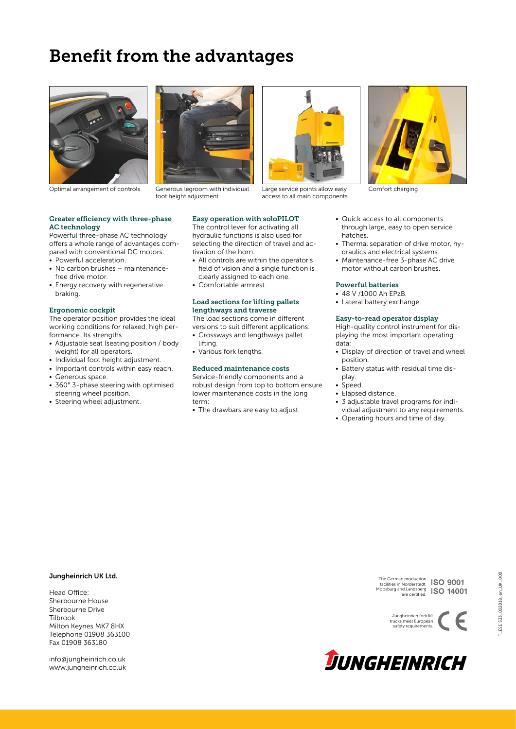# Benefit from the advantages

Optimal arrangement of controls

Generous legroom with individual foot height adjustment

Large service points allow easy access to all main components

Comfort charging

### Greater efficiency with three-phase AC technology

Powerful three-phase AC technology offers a whole range of advantages compared with conventional DC motors:

- Powerful acceleration.
- No carbon brushes – maintenance-free drive motor.
- Energy recovery with regenerative braking.

### Ergonomic cockpit

The operator position provides the ideal working conditions for relaxed, high performance. Its strengths:

- Adjustable seat (seating position / body weight) for all operators.
- Individual foot height adjustment.
- Important controls within easy reach.
- Generous space.
- 360° 3-phase steering with optimised steering wheel position.
- Steering wheel adjustment.

### Easy operation with soloPILOT

The control lever for activating all hydraulic functions is also used for selecting the direction of travel and activation of the horn.

- All controls are within the operator's field of vision and a single function is clearly assigned to each one.
- Comfortable armrest.

### Load sections for lifting pallets lengthways and traverse

The load sections come in different versions to suit different applications:

- Crossways and lengthways pallet lifting.
- Various fork lengths.

### Reduced maintenance costs

Service-friendly components and a robust design from top to bottom ensure lower maintenance costs in the long term:

- The drawbars are easy to adjust.
- Quick access to all components through large, easy to open service hatches.
- Thermal separation of drive motor, hydraulics and electrical systems.
- Maintenance-free 3-phase AC drive motor without carbon brushes.

### Powerful batteries

- 48 V /1000 Ah EPzB.
- Lateral battery exchange.

### Easy-to-read operator display

High-quality control instrument for displaying the most important operating data:

- Display of direction of travel and wheel position.
- Battery status with residual time display.
- Speed.
- Elapsed distance.
- 3 adjustable travel programs for individual adjustment to any requirements.
- Operating hours and time of day.

**Jungheinrich UK Ltd.**

Head Office:
Sherbourne House
Sherbourne Drive
Tilbrook
Milton Keynes MK7 8HX
Telephone 01908 363100
Fax 01908 363180

info@jungheinrich.co.uk
www.jungheinrich.co.uk

The German production facilities in Norderstedt, Moosburg and Landsberg are certified. ISO 9001 ISO 14001

Jungheinrich fork lift trucks meet European safety requirements. CE

JUNGHEINRICH

T_ESE 533_032018_en_UK_000